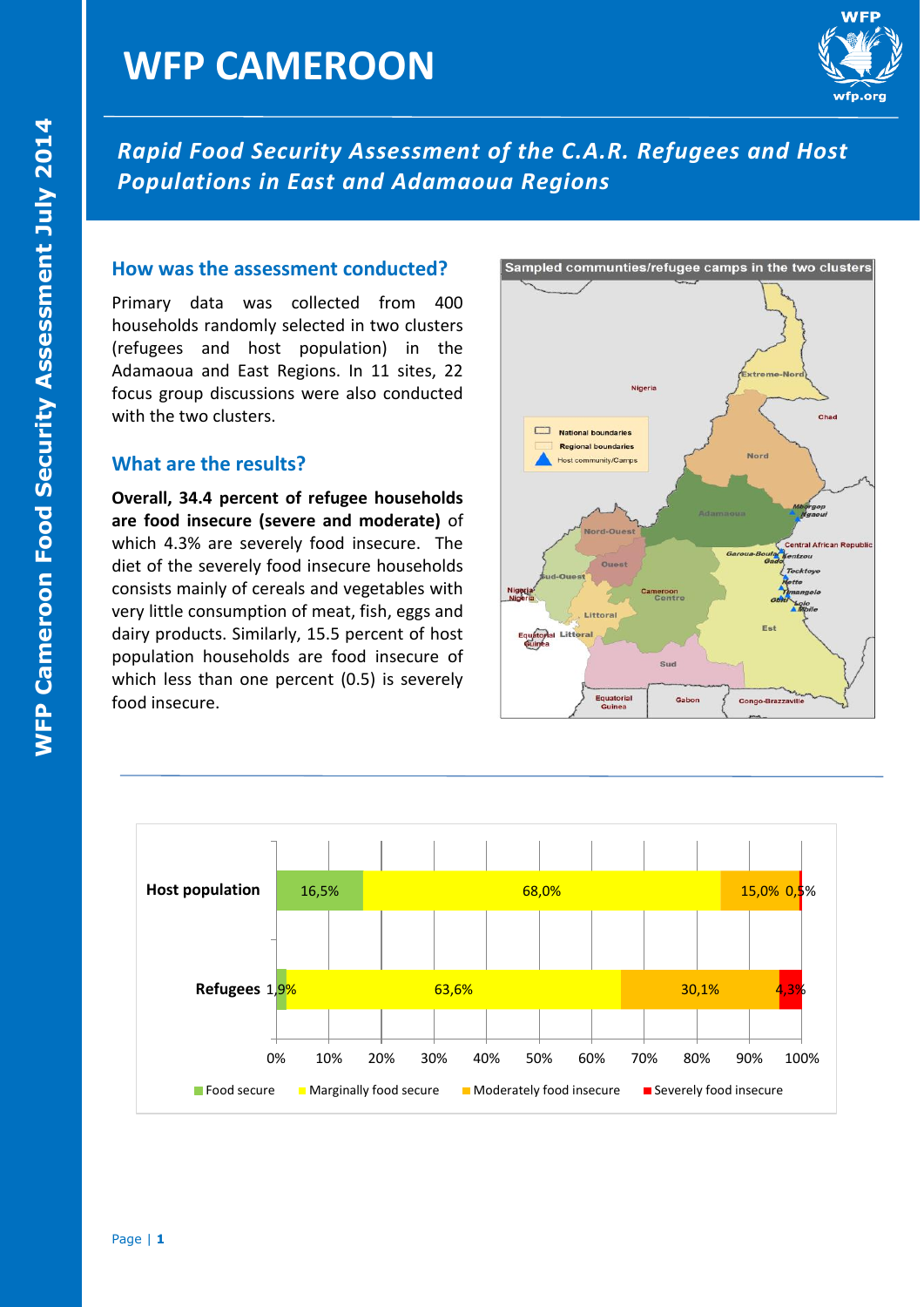# WFP CAMEROON

## *Rapid Food Security Assessment of the C.A.R. Refugees and Host Populations in East and Adamaoua Regions*

### How was the assessment conducted?

Primary data was collected from 400 households randomly selected in two clusters (refugees and host population) in the Adamaoua and East Regions. In 11 sites, 22 focus group discussions were also conducted with the two clusters.

### What are the results?

**Overall, 34.4 percent of refugee households are food insecure (severe and moderate)** of which 4.3% are severely food insecure. The diet of the severely food insecure households consists mainly of cereals and vegetables with very little consumption of meat, fish, eggs and dairy products. Similarly, 15.5 percent of host population households are food insecure of which less than one percent (0.5) is severely food insecure.

Sampled communties/refugee camps in the two clusters

| | Food secure | Marginally food secure | Moderately food insecure | Severely food insecure |
|---|---|---|---|---|
| Host population | 16,5% | 68,0% | 15,0% | 0,5% |
| Refugees | 1,9% | 63,6% | 30,1% | 4,3% |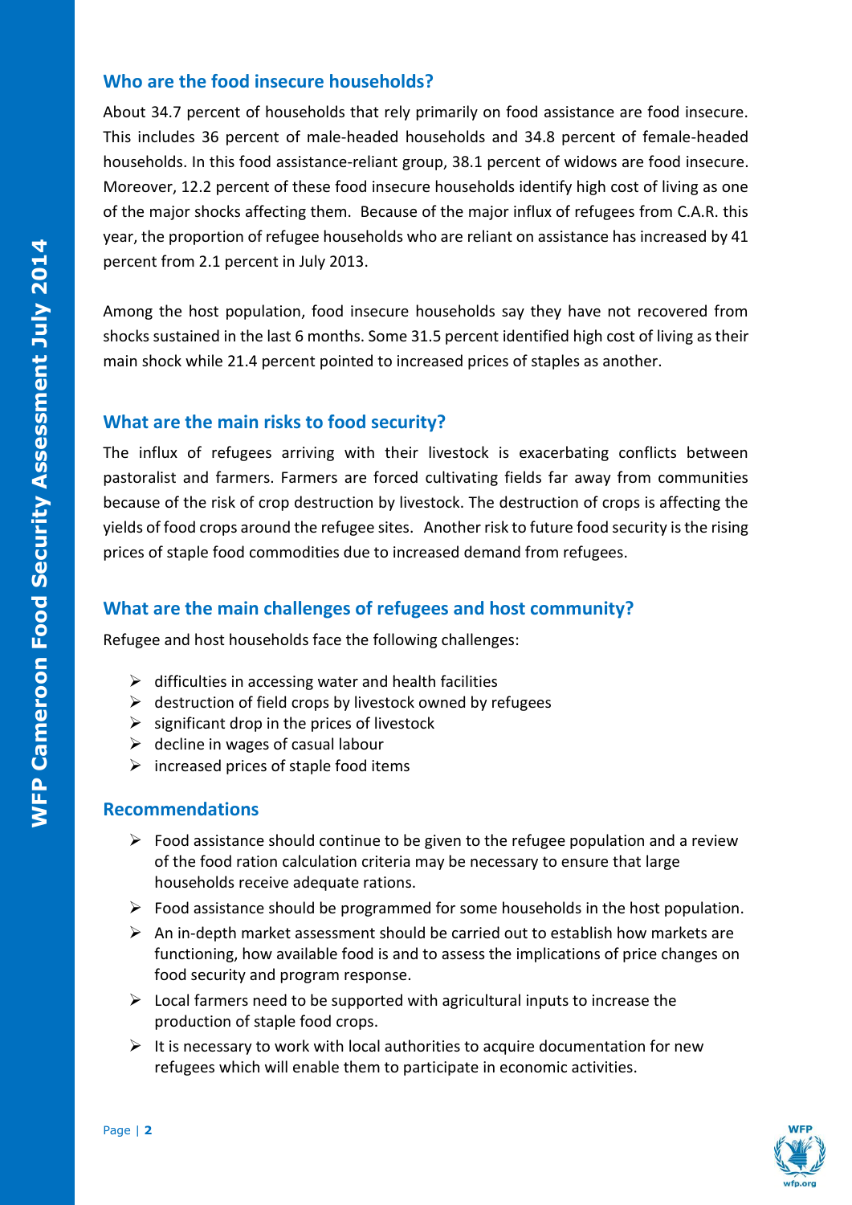## Who are the food insecure households?

About 34.7 percent of households that rely primarily on food assistance are food insecure. This includes 36 percent of male-headed households and 34.8 percent of female-headed households. In this food assistance-reliant group, 38.1 percent of widows are food insecure. Moreover, 12.2 percent of these food insecure households identify high cost of living as one of the major shocks affecting them. Because of the major influx of refugees from C.A.R. this year, the proportion of refugee households who are reliant on assistance has increased by 41 percent from 2.1 percent in July 2013.

Among the host population, food insecure households say they have not recovered from shocks sustained in the last 6 months. Some 31.5 percent identified high cost of living as their main shock while 21.4 percent pointed to increased prices of staples as another.

## What are the main risks to food security?

The influx of refugees arriving with their livestock is exacerbating conflicts between pastoralist and farmers. Farmers are forced cultivating fields far away from communities because of the risk of crop destruction by livestock. The destruction of crops is affecting the yields of food crops around the refugee sites. Another risk to future food security is the rising prices of staple food commodities due to increased demand from refugees.

## What are the main challenges of refugees and host community?

Refugee and host households face the following challenges:

- difficulties in accessing water and health facilities
- destruction of field crops by livestock owned by refugees
- significant drop in the prices of livestock
- decline in wages of casual labour
- increased prices of staple food items

## Recommendations

- Food assistance should continue to be given to the refugee population and a review of the food ration calculation criteria may be necessary to ensure that large households receive adequate rations.
- Food assistance should be programmed for some households in the host population.
- An in-depth market assessment should be carried out to establish how markets are functioning, how available food is and to assess the implications of price changes on food security and program response.
- Local farmers need to be supported with agricultural inputs to increase the production of staple food crops.
- It is necessary to work with local authorities to acquire documentation for new refugees which will enable them to participate in economic activities.